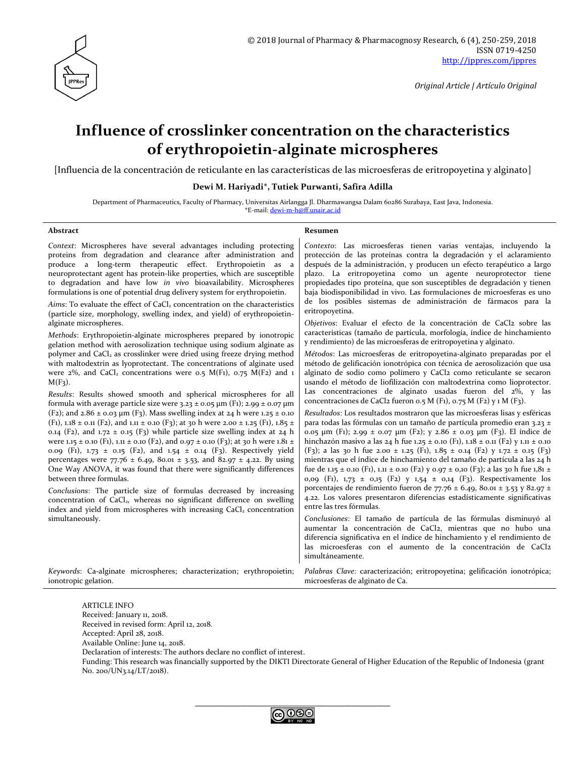Original Article | Artículo Original

# Influence of crosslinker concentration on the characteristics of erythropoietin-alginate microspheres

[Influencia de la concentración de reticulante en las características de las microesferas de eritropoyetina y alginato]

**Dewi M. Hariyadi*, Tutiek Purwanti, Safira Adilla**

Department of Pharmaceutics, Faculty of Pharmacy, Universitas Airlangga Jl. Dharmawangsa Dalam 60286 Surabaya, East Java, Indonesia.
*E-mail: dewi-m-h@ff.unair.ac.id

## Abstract

*Context*: Microspheres have several advantages including protecting proteins from degradation and clearance after administration and produce a long-term therapeutic effect. Erythropoietin as a neuroprotectant agent has protein-like properties, which are susceptible to degradation and have low *in vivo* bioavailability. Microspheres formulations is one of potential drug delivery system for erythropoietin.

*Aims*: To evaluate the effect of $CaCl_2$ concentration on the characteristics (particle size, morphology, swelling index, and yield) of erythropoietin-alginate microspheres.

*Methods*: Erythropoietin-alginate microspheres prepared by ionotropic gelation method with aerosolization technique using sodium alginate as polymer and $CaCl_2$ as crosslinker were dried using freeze drying method with maltodextrin as lyoprotectant. The concentrations of alginate used were 2%, and $CaCl_2$ concentrations were 0.5 M(F1), 0.75 M(F2) and 1 M(F3).

*Results*: Results showed smooth and spherical microspheres for all formula with average particle size were 3.23 ± 0.05 µm (F1); 2.99 ± 0.07 µm (F2); and 2.86 ± 0.03 µm (F3). Mass swelling index at 24 h were 1.25 ± 0.10 (F1), 1.18 ± 0.11 (F2), and 1.11 ± 0.10 (F3); at 30 h were 2.00 ± 1.25 (F1), 1.85 ± 0.14 (F2), and 1.72 ± 0.15 (F3) while particle size swelling index at 24 h were 1.15 ± 0.10 (F1), 1.11 ± 0.10 (F2), and 0.97 ± 0.10 (F3); at 30 h were 1.81 ± 0.09 (F1), 1.73 ± 0.15 (F2), and 1.54 ± 0.14 (F3). Respectively yield percentages were 77.76 ± 6.49, 80.01 ± 3.53, and 82.97 ± 4.22. By using One Way ANOVA, it was found that there were significantly differences between three formulas.

*Conclusions*: The particle size of formulas decreased by increasing concentration of $CaCl_2$, whereas no significant difference on swelling index and yield from microspheres with increasing $CaCl_2$ concentration simultaneously.

*Keywords*: Ca-alginate microspheres; characterization; erythropoietin; ionotropic gelation.

## Resumen

*Contexto*: Las microesferas tienen varias ventajas, incluyendo la protección de las proteínas contra la degradación y el aclaramiento después de la administración, y producen un efecto terapéutico a largo plazo. La eritropoyetina como un agente neuroprotector tiene propiedades tipo proteína, que son susceptibles de degradación y tienen baja biodisponibilidad in vivo. Las formulaciones de microesferas es uno de los posibles sistemas de administración de fármacos para la eritropoyetina.

*Objetivos*: Evaluar el efecto de la concentración de CaCl2 sobre las características (tamaño de partícula, morfología, índice de hinchamiento y rendimiento) de las microesferas de eritropoyetina y alginato.

*Métodos*: Las microesferas de eritropoyetina-alginato preparadas por el método de gelificación ionotrópica con técnica de aerosolización que usa alginato de sodio como polímero y CaCl2 como reticulante se secaron usando el método de liofilización con maltodextrina como lioprotector. Las concentraciones de alginato usadas fueron del 2%, y las concentraciones de CaCl2 fueron 0.5 M (F1), 0.75 M (F2) y 1 M (F3).

*Resultados*: Los resultados mostraron que las microesferas lisas y esféricas para todas las fórmulas con un tamaño de partícula promedio eran 3.23 ± 0.05 µm (F1); 2.99 ± 0.07 µm (F2); y 2.86 ± 0.03 µm (F3). El índice de hinchazón masivo a las 24 h fue 1.25 ± 0.10 (F1), 1.18 ± 0.11 (F2) y 1.11 ± 0.10 (F3); a las 30 h fue 2.00 ± 1.25 (F1), 1.85 ± 0.14 (F2) y 1.72 ± 0.15 (F3) mientras que el índice de hinchamiento del tamaño de partícula a las 24 h fue de 1.15 ± 0.10 (F1), 1.11 ± 0.10 (F2) y 0.97 ± 0,10 (F3); a las 30 h fue 1,81 ± 0,09 (F1), 1,73 ± 0,15 (F2) y 1,54 ± 0,14 (F3). Respectivamente los porcentajes de rendimiento fueron de 77.76 ± 6.49, 80.01 ± 3.53 y 82.97 ± 4.22. Los valores presentaron diferencias estadísticamente significativas entre las tres fórmulas.

*Conclusiones*: El tamaño de partícula de las fórmulas disminuyó al aumentar la concentración de CaCl2, mientras que no hubo una diferencia significativa en el índice de hinchamiento y el rendimiento de las microesferas con el aumento de la concentración de CaCl2 simultáneamente.

*Palabras Clave*: caracterización; eritropoyetina; gelificación ionotrópica; microesferas de alginato de Ca.

ARTICLE INFO
Received: January 11, 2018.
Received in revised form: April 12, 2018.
Accepted: April 28, 2018.
Available Online: June 14, 2018.
Declaration of interests: The authors declare no conflict of interest.
Funding: This research was financially supported by the DIKTI Directorate General of Higher Education of the Republic of Indonesia (grant No. 200/UN3.14/LT/2018).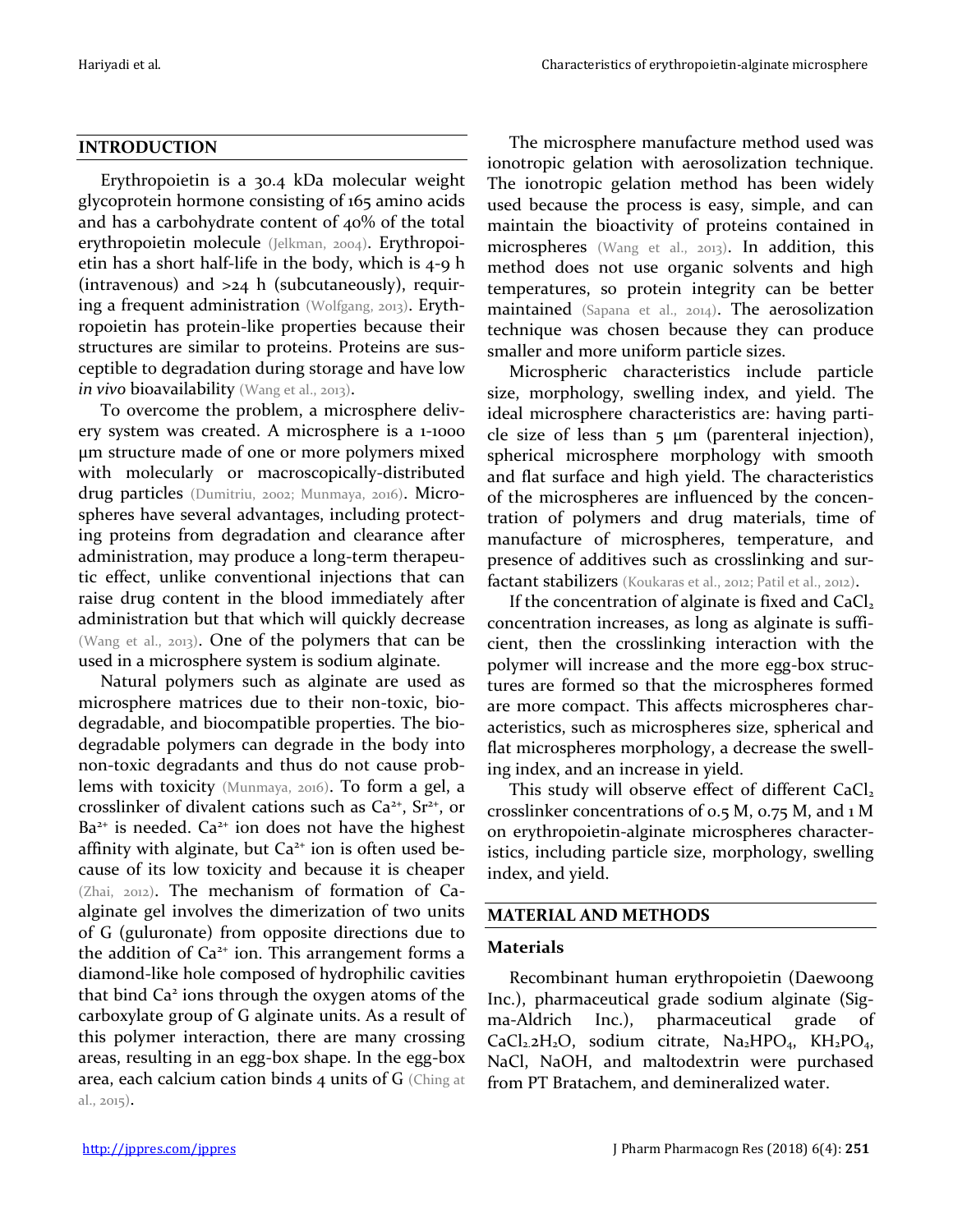## INTRODUCTION

Erythropoietin is a 30.4 kDa molecular weight glycoprotein hormone consisting of 165 amino acids and has a carbohydrate content of 40% of the total erythropoietin molecule (Jelkman, 2004). Erythropoietin has a short half-life in the body, which is 4-9 h (intravenous) and >24 h (subcutaneously), requiring a frequent administration (Wolfgang, 2013). Erythropoietin has protein-like properties because their structures are similar to proteins. Proteins are susceptible to degradation during storage and have low *in vivo* bioavailability (Wang et al., 2013).

To overcome the problem, a microsphere delivery system was created. A microsphere is a 1-1000 µm structure made of one or more polymers mixed with molecularly or macroscopically-distributed drug particles (Dumitriu, 2002; Munmaya, 2016). Microspheres have several advantages, including protecting proteins from degradation and clearance after administration, may produce a long-term therapeutic effect, unlike conventional injections that can raise drug content in the blood immediately after administration but that which will quickly decrease (Wang et al., 2013). One of the polymers that can be used in a microsphere system is sodium alginate.

Natural polymers such as alginate are used as microsphere matrices due to their non-toxic, biodegradable, and biocompatible properties. The biodegradable polymers can degrade in the body into non-toxic degradants and thus do not cause problems with toxicity (Munmaya, 2016). To form a gel, a crosslinker of divalent cations such as $Ca^{2+}$, $Sr^{2+}$, or $Ba^{2+}$ is needed. $Ca^{2+}$ ion does not have the highest affinity with alginate, but $Ca^{2+}$ ion is often used because of its low toxicity and because it is cheaper (Zhai, 2012). The mechanism of formation of Ca-alginate gel involves the dimerization of two units of G (guluronate) from opposite directions due to the addition of $Ca^{2+}$ ion. This arrangement forms a diamond-like hole composed of hydrophilic cavities that bind $Ca^{2}$ ions through the oxygen atoms of the carboxylate group of G alginate units. As a result of this polymer interaction, there are many crossing areas, resulting in an egg-box shape. In the egg-box area, each calcium cation binds 4 units of G (Ching at al., 2015).

The microsphere manufacture method used was ionotropic gelation with aerosolization technique. The ionotropic gelation method has been widely used because the process is easy, simple, and can maintain the bioactivity of proteins contained in microspheres (Wang et al., 2013). In addition, this method does not use organic solvents and high temperatures, so protein integrity can be better maintained (Sapana et al., 2014). The aerosolization technique was chosen because they can produce smaller and more uniform particle sizes.

Microspheric characteristics include particle size, morphology, swelling index, and yield. The ideal microsphere characteristics are: having particle size of less than 5 µm (parenteral injection), spherical microsphere morphology with smooth and flat surface and high yield. The characteristics of the microspheres are influenced by the concentration of polymers and drug materials, time of manufacture of microspheres, temperature, and presence of additives such as crosslinking and surfactant stabilizers (Koukaras et al., 2012; Patil et al., 2012).

If the concentration of alginate is fixed and $CaCl_2$ concentration increases, as long as alginate is sufficient, then the crosslinking interaction with the polymer will increase and the more egg-box structures are formed so that the microspheres formed are more compact. This affects microspheres characteristics, such as microspheres size, spherical and flat microspheres morphology, a decrease the swelling index, and an increase in yield.

This study will observe effect of different $CaCl_2$ crosslinker concentrations of 0.5 M, 0.75 M, and 1 M on erythropoietin-alginate microspheres characteristics, including particle size, morphology, swelling index, and yield.

## MATERIAL AND METHODS

### Materials

Recombinant human erythropoietin (Daewoong Inc.), pharmaceutical grade sodium alginate (Sigma-Aldrich Inc.), pharmaceutical grade of $CaCl_2.2H_2O$, sodium citrate, $Na_2HPO_4$, $KH_2PO_4$, NaCl, NaOH, and maltodextrin were purchased from PT Bratachem, and demineralized water.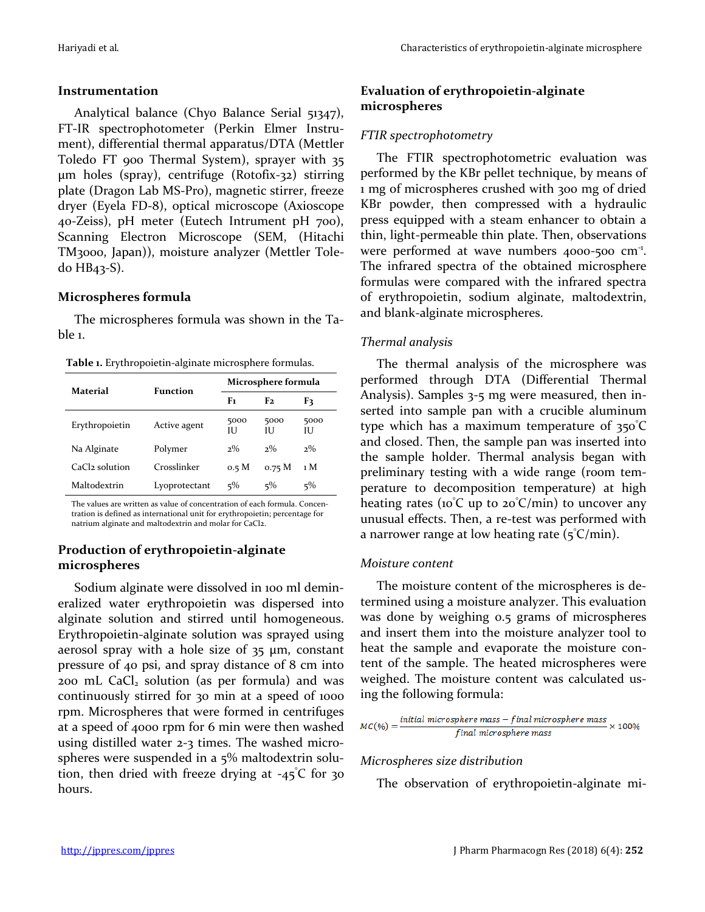### Instrumentation

Analytical balance (Chyo Balance Serial 51347), FT-IR spectrophotometer (Perkin Elmer Instrument), differential thermal apparatus/DTA (Mettler Toledo FT 900 Thermal System), sprayer with 35 µm holes (spray), centrifuge (Rotofix-32) stirring plate (Dragon Lab MS-Pro), magnetic stirrer, freeze dryer (Eyela FD-8), optical microscope (Axioscope 40-Zeiss), pH meter (Eutech Intrument pH 700), Scanning Electron Microscope (SEM, (Hitachi TM3000, Japan)), moisture analyzer (Mettler Toledo HB43-S).

### Microspheres formula

The microspheres formula was shown in the Table 1.

**Table 1.** Erythropoietin-alginate microsphere formulas.

| Material | Function | Microsphere formula | | |
|---|---|---|---|---|
| | | F1 | F2 | F3 |
| Erythropoietin | Active agent | 5000 IU | 5000 IU | 5000 IU |
| Na Alginate | Polymer | 2% | 2% | 2% |
| $CaCl_2$ solution | Crosslinker | 0.5 M | 0.75 M | 1 M |
| Maltodextrin | Lyoprotectant | 5% | 5% | 5% |

The values are written as value of concentration of each formula. Concentration is defined as international unit for erythropoietin; percentage for natrium alginate and maltodextrin and molar for $CaCl_2$.

### Production of erythropoietin-alginate microspheres

Sodium alginate were dissolved in 100 ml demineralized water erythropoietin was dispersed into alginate solution and stirred until homogeneous. Erythropoietin-alginate solution was sprayed using aerosol spray with a hole size of 35 µm, constant pressure of 40 psi, and spray distance of 8 cm into 200 mL $CaCl_2$ solution (as per formula) and was continuously stirred for 30 min at a speed of 1000 rpm. Microspheres that were formed in centrifuges at a speed of 4000 rpm for 6 min were then washed using distilled water 2-3 times. The washed microspheres were suspended in a 5% maltodextrin solution, then dried with freeze drying at -45°C for 30 hours.

### Evaluation of erythropoietin-alginate microspheres

*FTIR spectrophotometry*

The FTIR spectrophotometric evaluation was performed by the KBr pellet technique, by means of 1 mg of microspheres crushed with 300 mg of dried KBr powder, then compressed with a hydraulic press equipped with a steam enhancer to obtain a thin, light-permeable thin plate. Then, observations were performed at wave numbers 4000-500 $cm^{-1}$. The infrared spectra of the obtained microsphere formulas were compared with the infrared spectra of erythropoietin, sodium alginate, maltodextrin, and blank-alginate microspheres.

*Thermal analysis*

The thermal analysis of the microsphere was performed through DTA (Differential Thermal Analysis). Samples 3-5 mg were measured, then inserted into sample pan with a crucible aluminum type which has a maximum temperature of 350°C and closed. Then, the sample pan was inserted into the sample holder. Thermal analysis began with preliminary testing with a wide range (room temperature to decomposition temperature) at high heating rates (10°C up to 20°C/min) to uncover any unusual effects. Then, a re-test was performed with a narrower range at low heating rate (5°C/min).

*Moisture content*

The moisture content of the microspheres is determined using a moisture analyzer. This evaluation was done by weighing 0.5 grams of microspheres and insert them into the moisture analyzer tool to heat the sample and evaporate the moisture content of the sample. The heated microspheres were weighed. The moisture content was calculated using the following formula:

$$MC(\%) = \frac{initial\ microsphere\ mass - final\ microsphere\ mass}{final\ microsphere\ mass} \times 100\%$$

*Microspheres size distribution*

The observation of erythropoietin-alginate mi-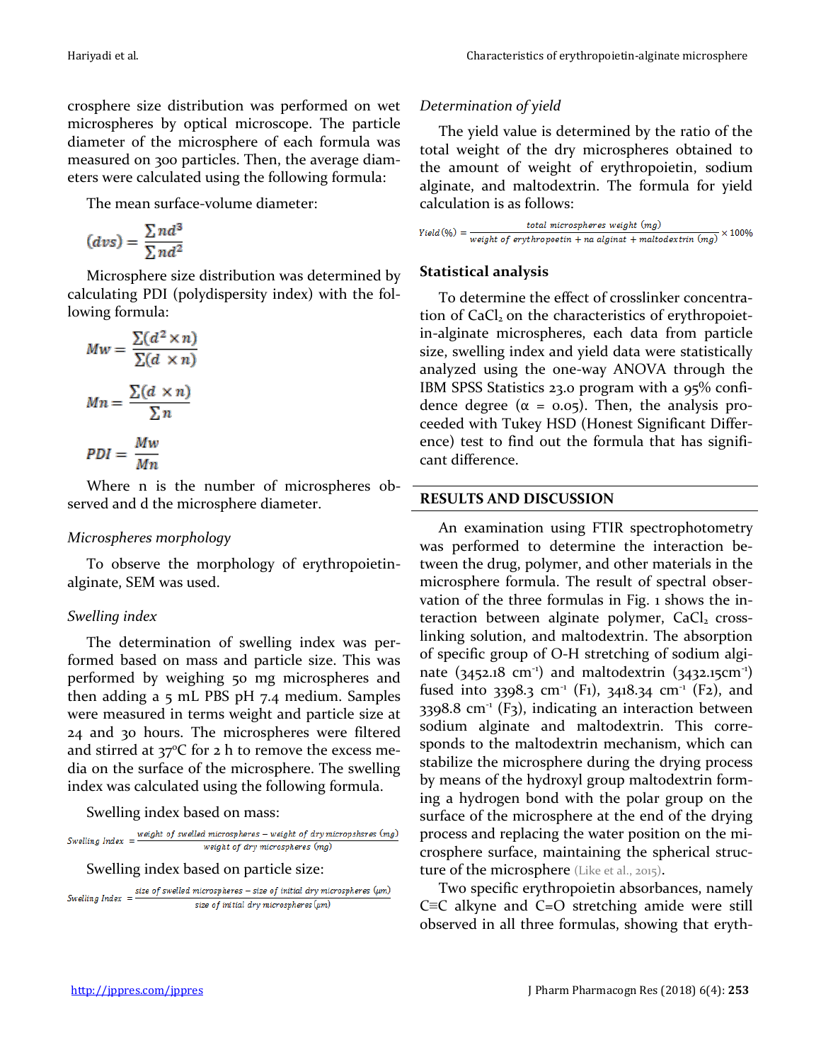crosphere size distribution was performed on wet microspheres by optical microscope. The particle diameter of the microsphere of each formula was measured on 300 particles. Then, the average diameters were calculated using the following formula:

The mean surface-volume diameter:

$$(dvs) = \frac{\sum nd^3}{\sum nd^2}$$

Microsphere size distribution was determined by calculating PDI (polydispersity index) with the following formula:

$$Mw = \frac{\sum(d^2 \times n)}{\sum(d \times n)}$$

$$Mn = \frac{\sum(d \times n)}{\sum n}$$

$$PDI = \frac{Mw}{Mn}$$

Where n is the number of microspheres observed and d the microsphere diameter.

### *Microspheres morphology*

To observe the morphology of erythropoietin-alginate, SEM was used.

### *Swelling index*

The determination of swelling index was performed based on mass and particle size. This was performed by weighing 50 mg microspheres and then adding a 5 mL PBS pH 7.4 medium. Samples were measured in terms weight and particle size at 24 and 30 hours. The microspheres were filtered and stirred at 37°C for 2 h to remove the excess media on the surface of the microsphere. The swelling index was calculated using the following formula.

Swelling index based on mass:

$$Swelling\ Index = \frac{weight\ of\ swelled\ microspheres - weight\ of\ dry\ micropshsres\ (mg)}{weight\ of\ dry\ microspheres\ (mg)}$$

Swelling index based on particle size:

$$Swelling\ Index = \frac{size\ of\ swelled\ microspheres - size\ of\ initial\ dry\ microspheres\ (\mu m)}{size\ of\ initial\ dry\ microspheres\ (\mu m)}$$

### *Determination of yield*

The yield value is determined by the ratio of the total weight of the dry microspheres obtained to the amount of weight of erythropoietin, sodium alginate, and maltodextrin. The formula for yield calculation is as follows:

$$Yield\ (\%) = \frac{total\ microspheres\ weight\ (mg)}{weight\ of\ erythropoetin + na\ alginat + maltodextrin\ (mg)} \times 100\%$$

### Statistical analysis

To determine the effect of crosslinker concentration of $CaCl_2$ on the characteristics of erythropoietin-alginate microspheres, each data from particle size, swelling index and yield data were statistically analyzed using the one-way ANOVA through the IBM SPSS Statistics 23.0 program with a 95% confidence degree ($\alpha = 0.05$). Then, the analysis proceeded with Tukey HSD (Honest Significant Difference) test to find out the formula that has significant difference.

## RESULTS AND DISCUSSION

An examination using FTIR spectrophotometry was performed to determine the interaction between the drug, polymer, and other materials in the microsphere formula. The result of spectral observation of the three formulas in Fig. 1 shows the interaction between alginate polymer, $CaCl_2$ crosslinking solution, and maltodextrin. The absorption of specific group of O-H stretching of sodium alginate (3452.18 $cm^{-1}$) and maltodextrin (3432.15$cm^{-1}$) fused into 3398.3 $cm^{-1}$ (F1), 3418.34 $cm^{-1}$ (F2), and 3398.8 $cm^{-1}$ (F3), indicating an interaction between sodium alginate and maltodextrin. This corresponds to the maltodextrin mechanism, which can stabilize the microsphere during the drying process by means of the hydroxyl group maltodextrin forming a hydrogen bond with the polar group on the surface of the microsphere at the end of the drying process and replacing the water position on the microsphere surface, maintaining the spherical structure of the microsphere (Like et al., 2015).

Two specific erythropoietin absorbances, namely C≡C alkyne and C=O stretching amide were still observed in all three formulas, showing that eryth-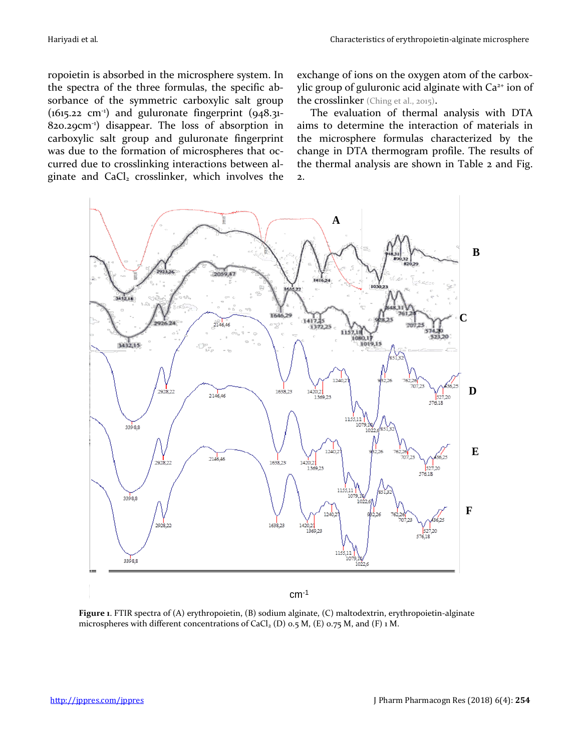ropoietin is absorbed in the microsphere system. In the spectra of the three formulas, the specific absorbance of the symmetric carboxylic salt group (1615.22 $cm^{-1}$) and guluronate fingerprint (948.31-820.29$cm^{-1}$) disappear. The loss of absorption in carboxylic salt group and guluronate fingerprint was due to the formation of microspheres that occurred due to crosslinking interactions between alginate and $CaCl_2$ crosslinker, which involves the exchange of ions on the oxygen atom of the carboxylic group of guluronic acid alginate with $Ca^{2+}$ ion of the crosslinker (Ching et al., 2015).

The evaluation of thermal analysis with DTA aims to determine the interaction of materials in the microsphere formulas characterized by the change in DTA thermogram profile. The results of the thermal analysis are shown in Table 2 and Fig. 2.

**Figure 1**. FTIR spectra of (A) erythropoietin, (B) sodium alginate, (C) maltodextrin, erythropoietin-alginate microspheres with different concentrations of $CaCl_2$ (D) 0.5 M, (E) 0.75 M, and (F) 1 M.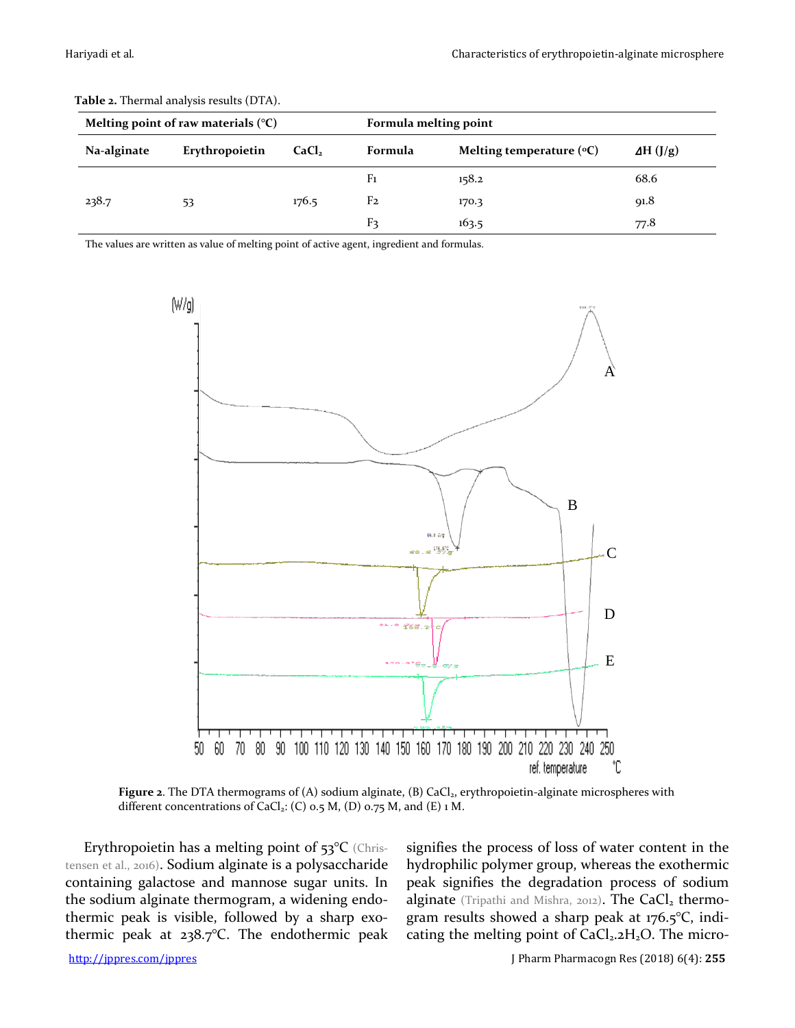**Table 2.** Thermal analysis results (DTA).

| Melting point of raw materials (°C) | | | Formula melting point | | |
|---|---|---|---|---|---|
| Na-alginate | Erythropoietin | $CaCl_2$ | Formula | Melting temperature (°C) | ΔH (J/g) |
| | | | F1 | 158.2 | 68.6 |
| 238.7 | 53 | 176.5 | F2 | 170.3 | 91.8 |
| | | | F3 | 163.5 | 77.8 |

The values are written as value of melting point of active agent, ingredient and formulas.

**Figure 2**. The DTA thermograms of (A) sodium alginate, (B) $CaCl_2$, erythropoietin-alginate microspheres with different concentrations of $CaCl_2$: (C) 0.5 M, (D) 0.75 M, and (E) 1 M.

Erythropoietin has a melting point of 53°C (Christensen et al., 2016). Sodium alginate is a polysaccharide containing galactose and mannose sugar units. In the sodium alginate thermogram, a widening endothermic peak is visible, followed by a sharp exothermic peak at 238.7°C. The endothermic peak signifies the process of loss of water content in the hydrophilic polymer group, whereas the exothermic peak signifies the degradation process of sodium alginate (Tripathi and Mishra, 2012). The $CaCl_2$ thermogram results showed a sharp peak at 176.5°C, indicating the melting point of $CaCl_2.2H_2O$. The micro-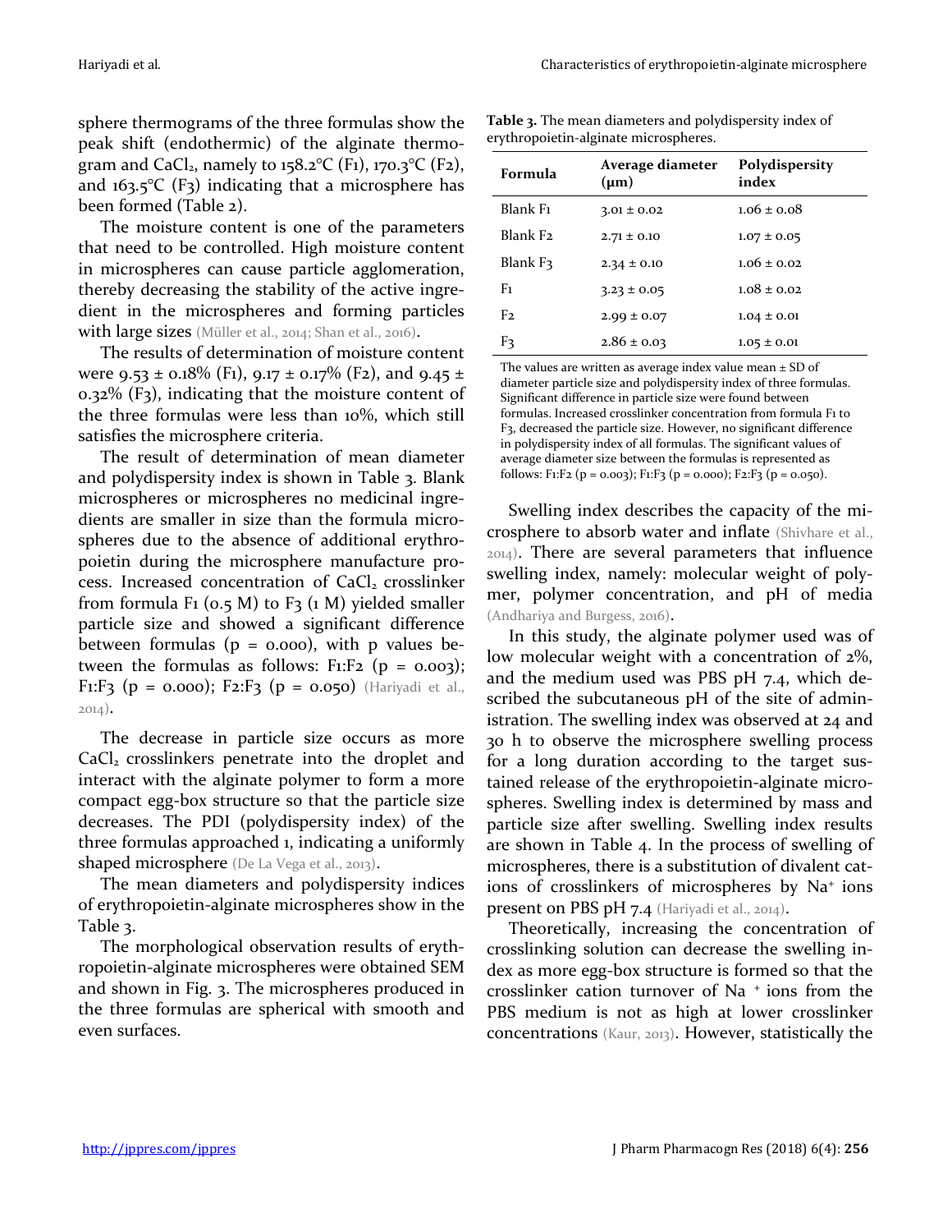sphere thermograms of the three formulas show the peak shift (endothermic) of the alginate thermogram and $CaCl_2$, namely to 158.2°C (F1), 170.3°C (F2), and 163.5°C (F3) indicating that a microsphere has been formed (Table 2).

The moisture content is one of the parameters that need to be controlled. High moisture content in microspheres can cause particle agglomeration, thereby decreasing the stability of the active ingredient in the microspheres and forming particles with large sizes (Müller et al., 2014; Shan et al., 2016).

The results of determination of moisture content were 9.53 ± 0.18% (F1), 9.17 ± 0.17% (F2), and 9.45 ± 0.32% (F3), indicating that the moisture content of the three formulas were less than 10%, which still satisfies the microsphere criteria.

The result of determination of mean diameter and polydispersity index is shown in Table 3. Blank microspheres or microspheres no medicinal ingredients are smaller in size than the formula microspheres due to the absence of additional erythropoietin during the microsphere manufacture process. Increased concentration of $CaCl_2$ crosslinker from formula F1 (0.5 M) to F3 (1 M) yielded smaller particle size and showed a significant difference between formulas ($p = 0.000$), with p values between the formulas as follows: F1:F2 ($p = 0.003$); F1:F3 ($p = 0.000$); F2:F3 ($p = 0.050$) (Hariyadi et al., 2014).

The decrease in particle size occurs as more $CaCl_2$ crosslinkers penetrate into the droplet and interact with the alginate polymer to form a more compact egg-box structure so that the particle size decreases. The PDI (polydispersity index) of the three formulas approached 1, indicating a uniformly shaped microsphere (De La Vega et al., 2013).

The mean diameters and polydispersity indices of erythropoietin-alginate microspheres show in the Table 3.

The morphological observation results of erythropoietin-alginate microspheres were obtained SEM and shown in Fig. 3. The microspheres produced in the three formulas are spherical with smooth and even surfaces.

**Table 3.** The mean diameters and polydispersity index of erythropoietin-alginate microspheres.

| Formula | Average diameter (µm) | Polydispersity index |
|---|---|---|
| Blank F1 | 3.01 ± 0.02 | 1.06 ± 0.08 |
| Blank F2 | 2.71 ± 0.10 | 1.07 ± 0.05 |
| Blank F3 | 2.34 ± 0.10 | 1.06 ± 0.02 |
| F1 | 3.23 ± 0.05 | 1.08 ± 0.02 |
| F2 | 2.99 ± 0.07 | 1.04 ± 0.01 |
| F3 | 2.86 ± 0.03 | 1.05 ± 0.01 |

The values are written as average index value mean ± SD of diameter particle size and polydispersity index of three formulas. Significant difference in particle size were found between formulas. Increased crosslinker concentration from formula F1 to F3, decreased the particle size. However, no significant difference in polydispersity index of all formulas. The significant values of average diameter size between the formulas is represented as follows: F1:F2 ($p = 0.003$); F1:F3 ($p = 0.000$); F2:F3 ($p = 0.050$).

Swelling index describes the capacity of the microsphere to absorb water and inflate (Shivhare et al., 2014). There are several parameters that influence swelling index, namely: molecular weight of polymer, polymer concentration, and pH of media (Andhariya and Burgess, 2016).

In this study, the alginate polymer used was of low molecular weight with a concentration of 2%, and the medium used was PBS pH 7.4, which described the subcutaneous pH of the site of administration. The swelling index was observed at 24 and 30 h to observe the microsphere swelling process for a long duration according to the target sustained release of the erythropoietin-alginate microspheres. Swelling index is determined by mass and particle size after swelling. Swelling index results are shown in Table 4. In the process of swelling of microspheres, there is a substitution of divalent cations of crosslinkers of microspheres by $Na^+$ ions present on PBS pH 7.4 (Hariyadi et al., 2014).

Theoretically, increasing the concentration of crosslinking solution can decrease the swelling index as more egg-box structure is formed so that the crosslinker cation turnover of $Na^+$ ions from the PBS medium is not as high at lower crosslinker concentrations (Kaur, 2013). However, statistically the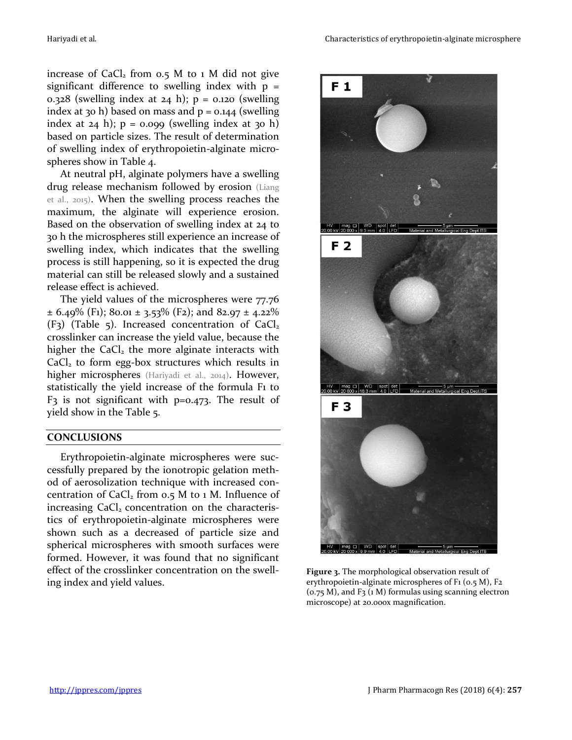increase of $CaCl_2$ from 0.5 M to 1 M did not give significant difference to swelling index with $p = 0.328$ (swelling index at 24 h); $p = 0.120$ (swelling index at 30 h) based on mass and $p = 0.144$ (swelling index at 24 h); $p = 0.099$ (swelling index at 30 h) based on particle sizes. The result of determination of swelling index of erythropoietin-alginate microspheres show in Table 4.

At neutral pH, alginate polymers have a swelling drug release mechanism followed by erosion (Liang et al., 2015). When the swelling process reaches the maximum, the alginate will experience erosion. Based on the observation of swelling index at 24 to 30 h the microspheres still experience an increase of swelling index, which indicates that the swelling process is still happening, so it is expected the drug material can still be released slowly and a sustained release effect is achieved.

The yield values of the microspheres were 77.76 ± 6.49% (F1); 80.01 ± 3.53% (F2); and 82.97 ± 4.22% (F3) (Table 5). Increased concentration of $CaCl_2$ crosslinker can increase the yield value, because the higher the $CaCl_2$ the more alginate interacts with $CaCl_2$ to form egg-box structures which results in higher microspheres (Hariyadi et al., 2014). However, statistically the yield increase of the formula F1 to F3 is not significant with $p=0.473$. The result of yield show in the Table 5.

## CONCLUSIONS

Erythropoietin-alginate microspheres were successfully prepared by the ionotropic gelation method of aerosolization technique with increased concentration of $CaCl_2$ from 0.5 M to 1 M. Influence of increasing $CaCl_2$ concentration on the characteristics of erythropoietin-alginate microspheres were shown such as a decreased of particle size and spherical microspheres with smooth surfaces were formed. However, it was found that no significant effect of the crosslinker concentration on the swelling index and yield values.

**Figure 3.** The morphological observation result of erythropoietin-alginate microspheres of F1 (0.5 M), F2 (0.75 M), and F3 (1 M) formulas using scanning electron microscope) at 20.000x magnification.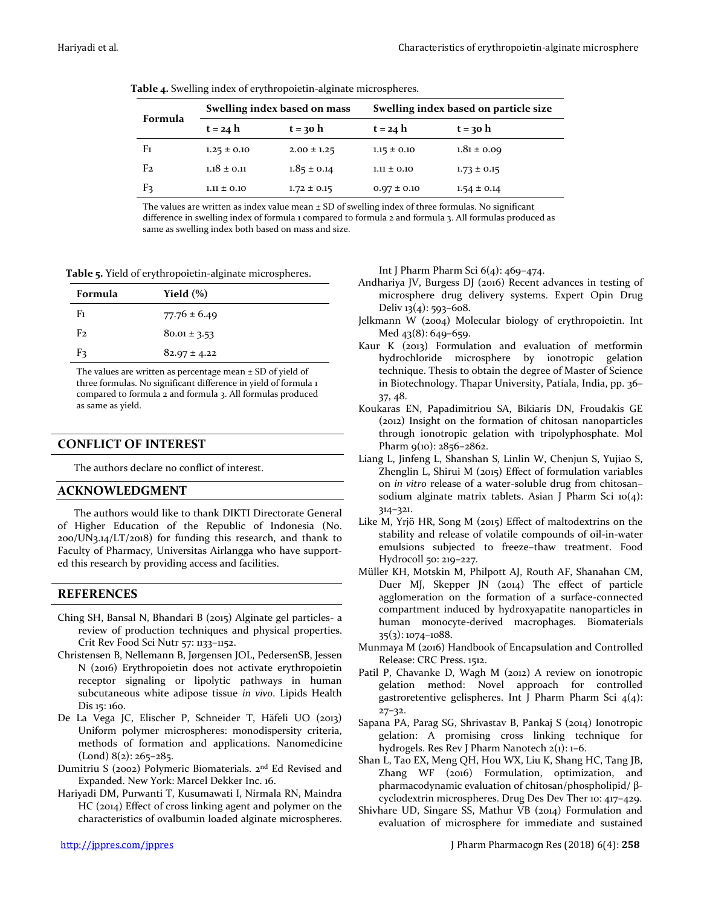**Table 4.** Swelling index of erythropoietin-alginate microspheres.

| Formula | Swelling index based on mass | | Swelling index based on particle size | |
|---|---|---|---|---|
| | t = 24 h | t = 30 h | t = 24 h | t = 30 h |
| F1 | 1.25 ± 0.10 | 2.00 ± 1.25 | 1.15 ± 0.10 | 1.81 ± 0.09 |
| F2 | 1.18 ± 0.11 | 1.85 ± 0.14 | 1.11 ± 0.10 | 1.73 ± 0.15 |
| F3 | 1.11 ± 0.10 | 1.72 ± 0.15 | 0.97 ± 0.10 | 1.54 ± 0.14 |

The values are written as index value mean ± SD of swelling index of three formulas. No significant difference in swelling index of formula 1 compared to formula 2 and formula 3. All formulas produced as same as swelling index both based on mass and size.

**Table 5.** Yield of erythropoietin-alginate microspheres.

| Formula | Yield (%) |
|---|---|
| F1 | 77.76 ± 6.49 |
| F2 | 80.01 ± 3.53 |
| F3 | 82.97 ± 4.22 |

The values are written as percentage mean ± SD of yield of three formulas. No significant difference in yield of formula 1 compared to formula 2 and formula 3. All formulas produced as same as yield.

## CONFLICT OF INTEREST

The authors declare no conflict of interest.

## ACKNOWLEDGMENT

The authors would like to thank DIKTI Directorate General of Higher Education of the Republic of Indonesia (No. 200/UN3.14/LT/2018) for funding this research, and thank to Faculty of Pharmacy, Universitas Airlangga who have supported this research by providing access and facilities.

## REFERENCES

Ching SH, Bansal N, Bhandari B (2015) Alginate gel particles- a review of production techniques and physical properties. Crit Rev Food Sci Nutr 57: 1133–1152.

Christensen B, Nellemann B, Jørgensen JOL, PedersenSB, Jessen N (2016) Erythropoietin does not activate erythropoietin receptor signaling or lipolytic pathways in human subcutaneous white adipose tissue *in vivo*. Lipids Health Dis 15: 160.

De La Vega JC, Elischer P, Schneider T, Häfeli UO (2013) Uniform polymer microspheres: monodispersity criteria, methods of formation and applications. Nanomedicine (Lond) 8(2): 265–285.

Dumitriu S (2002) Polymeric Biomaterials. 2nd Ed Revised and Expanded. New York: Marcel Dekker Inc. 16.

Hariyadi DM, Purwanti T, Kusumawati I, Nirmala RN, Maindra HC (2014) Effect of cross linking agent and polymer on the characteristics of ovalbumin loaded alginate microspheres. Int J Pharm Pharm Sci 6(4): 469–474.

Andhariya JV, Burgess DJ (2016) Recent advances in testing of microsphere drug delivery systems. Expert Opin Drug Deliv 13(4): 593–608.

Jelkmann W (2004) Molecular biology of erythropoietin. Int Med 43(8): 649–659.

Kaur K (2013) Formulation and evaluation of metformin hydrochloride microsphere by ionotropic gelation technique. Thesis to obtain the degree of Master of Science in Biotechnology. Thapar University, Patiala, India, pp. 36–37, 48.

Koukaras EN, Papadimitriou SA, Bikiaris DN, Froudakis GE (2012) Insight on the formation of chitosan nanoparticles through ionotropic gelation with tripolyphosphate. Mol Pharm 9(10): 2856–2862.

Liang L, Jinfeng L, Shanshan S, Linlin W, Chenjun S, Yujiao S, Zhenglin L, Shirui M (2015) Effect of formulation variables on *in vitro* release of a water-soluble drug from chitosan–sodium alginate matrix tablets. Asian J Pharm Sci 10(4): 314–321.

Like M, Yrjö HR, Song M (2015) Effect of maltodextrins on the stability and release of volatile compounds of oil-in-water emulsions subjected to freeze–thaw treatment. Food Hydrocoll 50: 219–227.

Müller KH, Motskin M, Philpott AJ, Routh AF, Shanahan CM, Duer MJ, Skepper JN (2014) The effect of particle agglomeration on the formation of a surface-connected compartment induced by hydroxyapatite nanoparticles in human monocyte-derived macrophages. Biomaterials 35(3): 1074–1088.

Munmaya M (2016) Handbook of Encapsulation and Controlled Release: CRC Press. 1512.

Patil P, Chavanke D, Wagh M (2012) A review on ionotropic gelation method: Novel approach for controlled gastroretentive gelispheres. Int J Pharm Pharm Sci 4(4): 27–32.

Sapana PA, Parag SG, Shrivastav B, Pankaj S (2014) Ionotropic gelation: A promising cross linking technique for hydrogels. Res Rev J Pharm Nanotech 2(1): 1–6.

Shan L, Tao EX, Meng QH, Hou WX, Liu K, Shang HC, Tang JB, Zhang WF (2016) Formulation, optimization, and pharmacodynamic evaluation of chitosan/phospholipid/ β-cyclodextrin microspheres. Drug Des Dev Ther 10: 417–429.

Shivhare UD, Singare SS, Mathur VB (2014) Formulation and evaluation of microsphere for immediate and sustained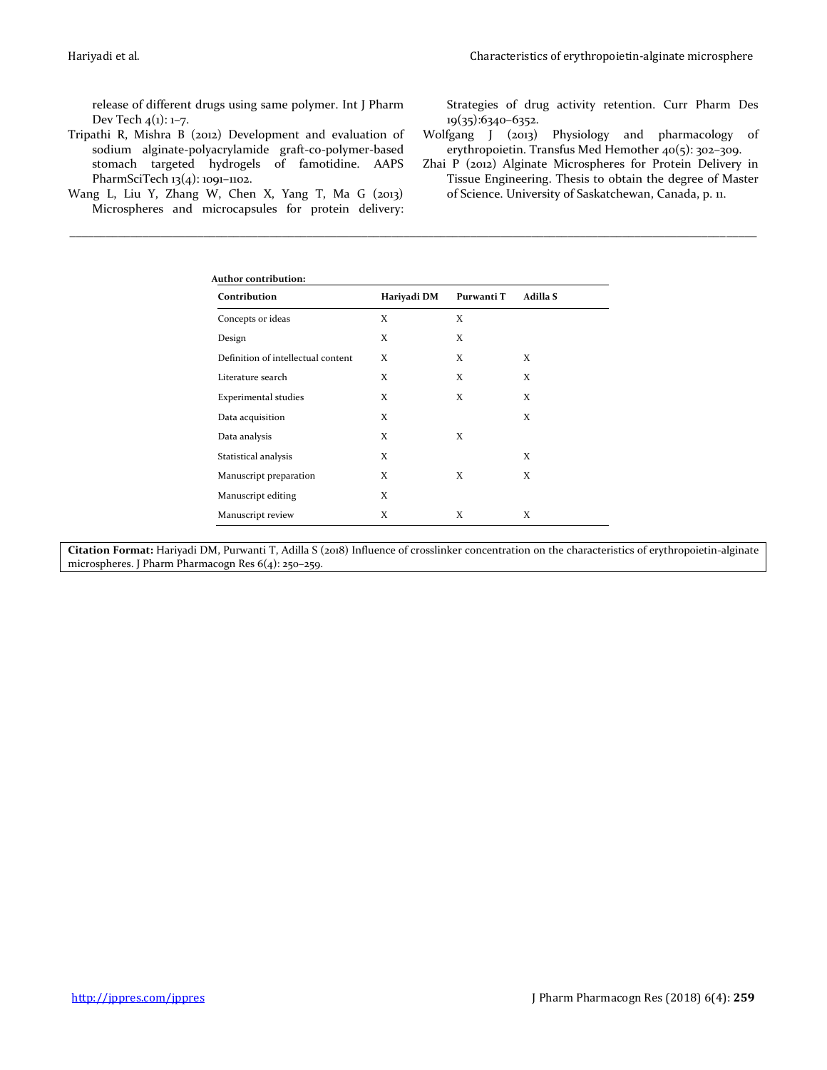release of different drugs using same polymer. Int J Pharm Dev Tech 4(1): 1–7.

Tripathi R, Mishra B (2012) Development and evaluation of sodium alginate-polyacrylamide graft-co-polymer-based stomach targeted hydrogels of famotidine. AAPS PharmSciTech 13(4): 1091–1102.

Wang L, Liu Y, Zhang W, Chen X, Yang T, Ma G (2013) Microspheres and microcapsules for protein delivery: Strategies of drug activity retention. Curr Pharm Des 19(35):6340–6352.

Wolfgang J (2013) Physiology and pharmacology of erythropoietin. Transfus Med Hemother 40(5): 302–309.

Zhai P (2012) Alginate Microspheres for Protein Delivery in Tissue Engineering. Thesis to obtain the degree of Master of Science. University of Saskatchewan, Canada, p. 11.

---

**Author contribution:**

| Contribution | Hariyadi DM | Purwanti T | Adilla S |
|---|---|---|---|
| Concepts or ideas | X | X | |
| Design | X | X | |
| Definition of intellectual content | X | X | X |
| Literature search | X | X | X |
| Experimental studies | X | X | X |
| Data acquisition | X | | X |
| Data analysis | X | X | |
| Statistical analysis | X | | X |
| Manuscript preparation | X | X | X |
| Manuscript editing | X | | |
| Manuscript review | X | X | X |

**Citation Format:** Hariyadi DM, Purwanti T, Adilla S (2018) Influence of crosslinker concentration on the characteristics of erythropoietin-alginate microspheres. J Pharm Pharmacogn Res 6(4): 250–259.